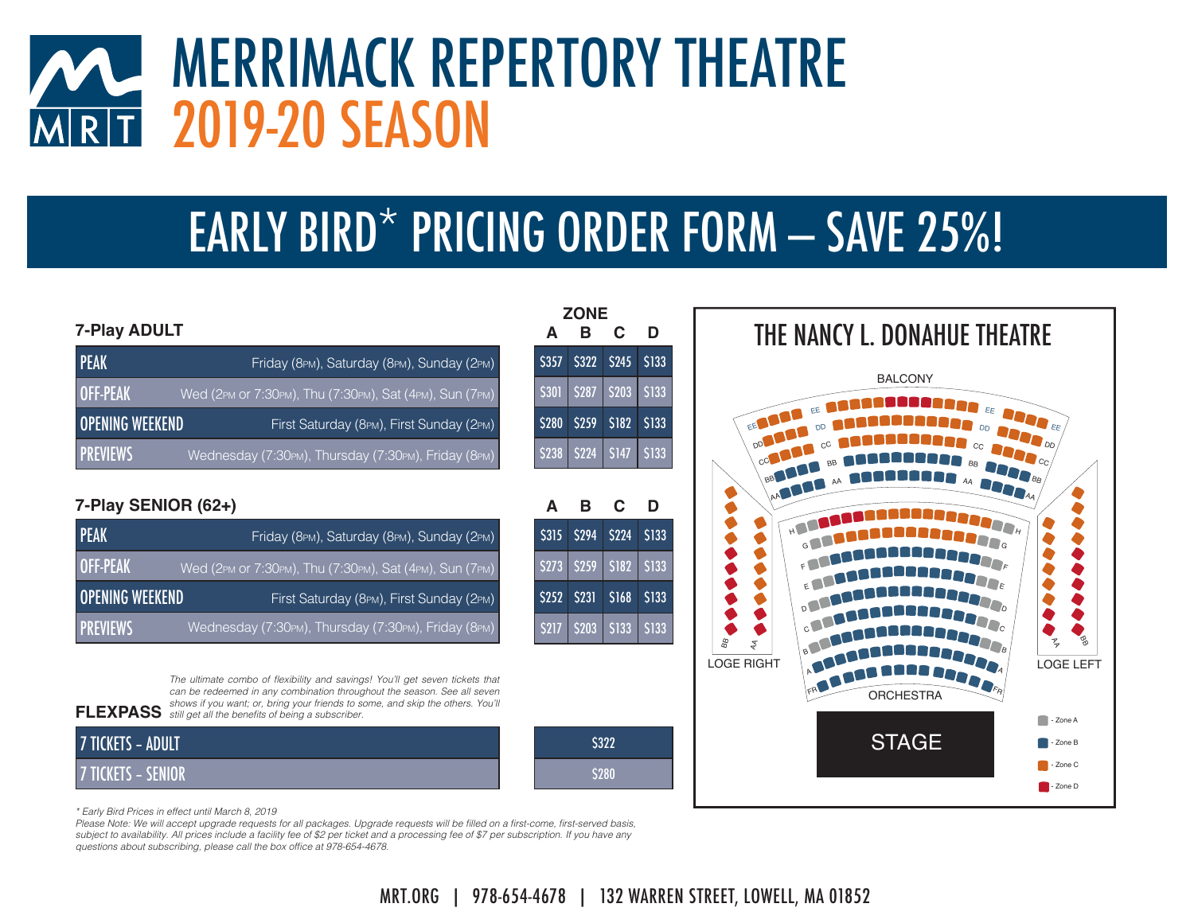# MERRIMACK REPERTORY THEATRE

## 2019-20 SEASON

## EARLY BIRD* PRICING ORDER FORM – SAVE 25%!

### 7-Play ADULT

| | | Zone A | Zone B | Zone C | Zone D |
|---|---|---|---|---|---|
| PEAK | Friday (8PM), Saturday (8PM), Sunday (2PM) | $357 | $322 | $245 | $133 |
| OFF-PEAK | Wed (2PM or 7:30PM), Thu (7:30PM), Sat (4PM), Sun (7PM) | $301 | $287 | $203 | $133 |
| OPENING WEEKEND | First Saturday (8PM), First Sunday (2PM) | $280 | $259 | $182 | $133 |
| PREVIEWS | Wednesday (7:30PM), Thursday (7:30PM), Friday (8PM) | $238 | $224 | $147 | $133 |

### 7-Play SENIOR (62+)

| | | A | B | C | D |
|---|---|---|---|---|---|
| PEAK | Friday (8PM), Saturday (8PM), Sunday (2PM) | $315 | $294 | $224 | $133 |
| OFF-PEAK | Wed (2PM or 7:30PM), Thu (7:30PM), Sat (4PM), Sun (7PM) | $273 | $259 | $182 | $133 |
| OPENING WEEKEND | First Saturday (8PM), First Sunday (2PM) | $252 | $231 | $168 | $133 |
| PREVIEWS | Wednesday (7:30PM), Thursday (7:30PM), Friday (8PM) | $217 | $203 | $133 | $133 |

### FLEXPASS

*The ultimate combo of flexibility and savings! You'll get seven tickets that can be redeemed in any combination throughout the season. See all seven shows if you want; or, bring your friends to some, and skip the others. You'll still get all the benefits of being a subscriber.*

| | |
|---|---|
| 7 TICKETS - ADULT | $322 |
| 7 TICKETS - SENIOR | $280 |

### THE NANCY L. DONAHUE THEATRE

BALCONY — LOGE RIGHT — LOGE LEFT — ORCHESTRA — STAGE

- Zone A
- Zone B
- Zone C
- Zone D

*\* Early Bird Prices in effect until March 8, 2019*

*Please Note: We will accept upgrade requests for all packages. Upgrade requests will be filled on a first-come, first-served basis, subject to availability. All prices include a facility fee of $2 per ticket and a processing fee of $7 per subscription. If you have any questions about subscribing, please call the box office at 978-654-4678.*

MRT.ORG | 978-654-4678 | 132 WARREN STREET, LOWELL, MA 01852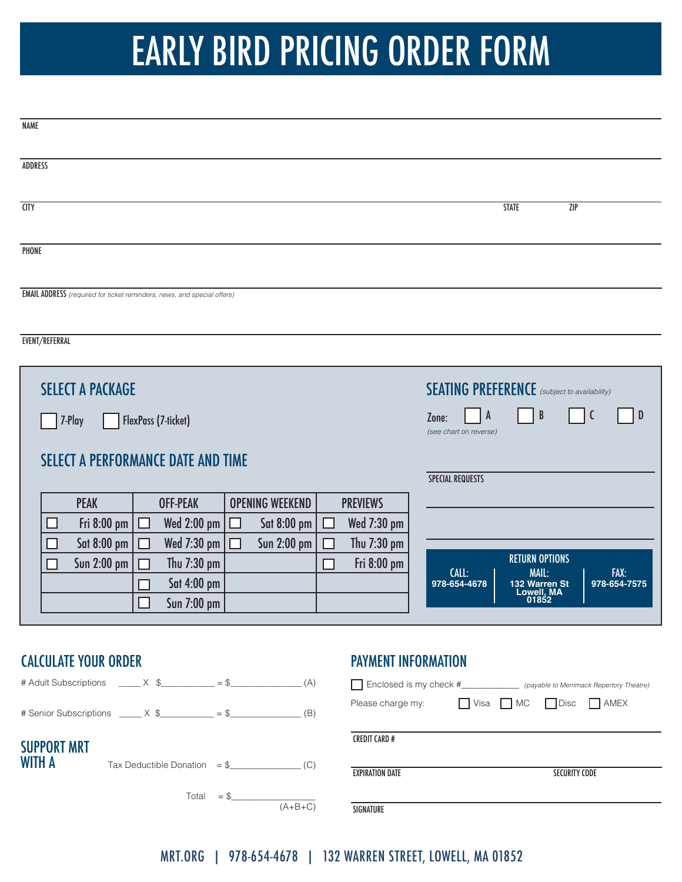# EARLY BIRD PRICING ORDER FORM

NAME

ADDRESS

CITY STATE ZIP

PHONE

EMAIL ADDRESS *(required for ticket reminders, news, and special offers)*

EVENT/REFERRAL

## SELECT A PACKAGE

☐ 7-Play ☐ FlexPass (7-ticket)

## SELECT A PERFORMANCE DATE AND TIME

| PEAK | OFF-PEAK | OPENING WEEKEND | PREVIEWS |
|---|---|---|---|
| ☐ Fri 8:00 pm | ☐ Wed 2:00 pm | ☐ Sat 8:00 pm | ☐ Wed 7:30 pm |
| ☐ Sat 8:00 pm | ☐ Wed 7:30 pm | ☐ Sun 2:00 pm | ☐ Thu 7:30 pm |
| ☐ Sun 2:00 pm | ☐ Thu 7:30 pm | | ☐ Fri 8:00 pm |
| | ☐ Sat 4:00 pm | | |
| | ☐ Sun 7:00 pm | | |

## SEATING PREFERENCE *(subject to availability)*

Zone: ☐ A ☐ B ☐ C ☐ D

*(see chart on reverse)*

SPECIAL REQUESTS

**RETURN OPTIONS**

CALL: 978-654-4678

MAIL: 132 Warren St Lowell, MA 01852

FAX: 978-654-7575

## CALCULATE YOUR ORDER

\# Adult Subscriptions _____ X $__________ = $______________ (A)

\# Senior Subscriptions _____ X $__________ = $______________ (B)

## SUPPORT MRT WITH A

Tax Deductible Donation = $______________ (C)

Total = $________________ (A+B+C)

## PAYMENT INFORMATION

☐ Enclosed is my check #___________ *(payable to Merrimack Repertory Theatre)*

Please charge my: ☐ Visa ☐ MC ☐ Disc ☐ AMEX

CREDIT CARD #

EXPIRATION DATE SECURITY CODE

SIGNATURE

MRT.ORG | 978-654-4678 | 132 WARREN STREET, LOWELL, MA 01852